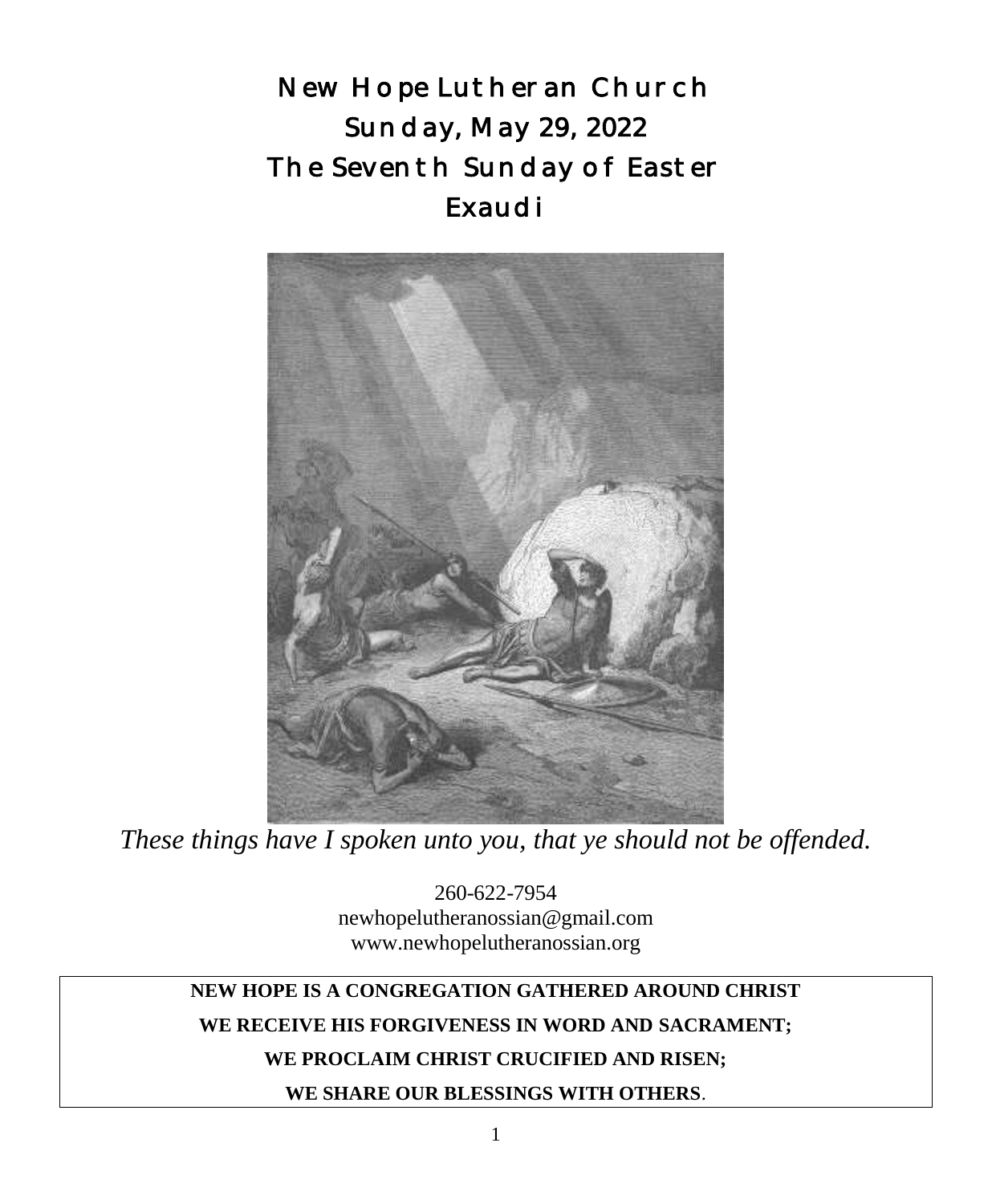# New Hope Lutheran Church

## Sunday, May 29, 2022

## The Seventh Sunday of Easter

## Exaudi

*These things have I spoken unto you, that ye should not be offended.*

260-622-7954
newhopelutheranossian@gmail.com
www.newhopelutheranossian.org

**NEW HOPE IS A CONGREGATION GATHERED AROUND CHRIST**

**WE RECEIVE HIS FORGIVENESS IN WORD AND SACRAMENT;**

**WE PROCLAIM CHRIST CRUCIFIED AND RISEN;**

**WE SHARE OUR BLESSINGS WITH OTHERS**.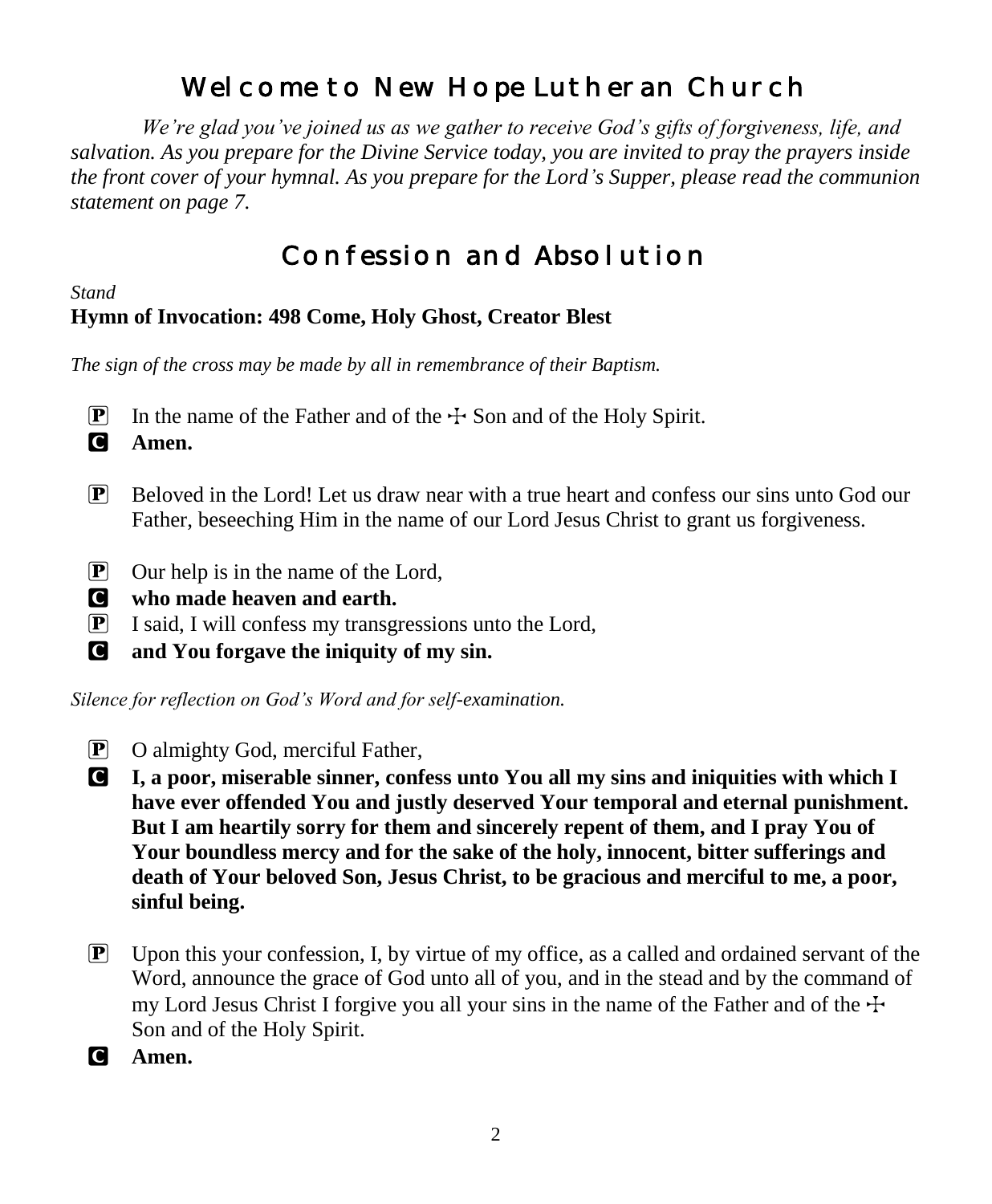# Welcome to New Hope Lutheran Church

*We're glad you've joined us as we gather to receive God's gifts of forgiveness, life, and salvation. As you prepare for the Divine Service today, you are invited to pray the prayers inside the front cover of your hymnal. As you prepare for the Lord's Supper, please read the communion statement on page 7.*

# Confession and Absolution

*Stand*

**Hymn of Invocation: 498 Come, Holy Ghost, Creator Blest**

*The sign of the cross may be made by all in remembrance of their Baptism.*

P In the name of the Father and of the ☩ Son and of the Holy Spirit.

C **Amen.**

P Beloved in the Lord! Let us draw near with a true heart and confess our sins unto God our Father, beseeching Him in the name of our Lord Jesus Christ to grant us forgiveness.

P Our help is in the name of the Lord,

C **who made heaven and earth.**

P I said, I will confess my transgressions unto the Lord,

C **and You forgave the iniquity of my sin.**

*Silence for reflection on God's Word and for self-examination.*

P O almighty God, merciful Father,

C **I, a poor, miserable sinner, confess unto You all my sins and iniquities with which I have ever offended You and justly deserved Your temporal and eternal punishment. But I am heartily sorry for them and sincerely repent of them, and I pray You of Your boundless mercy and for the sake of the holy, innocent, bitter sufferings and death of Your beloved Son, Jesus Christ, to be gracious and merciful to me, a poor, sinful being.**

P Upon this your confession, I, by virtue of my office, as a called and ordained servant of the Word, announce the grace of God unto all of you, and in the stead and by the command of my Lord Jesus Christ I forgive you all your sins in the name of the Father and of the ☩ Son and of the Holy Spirit.

C **Amen.**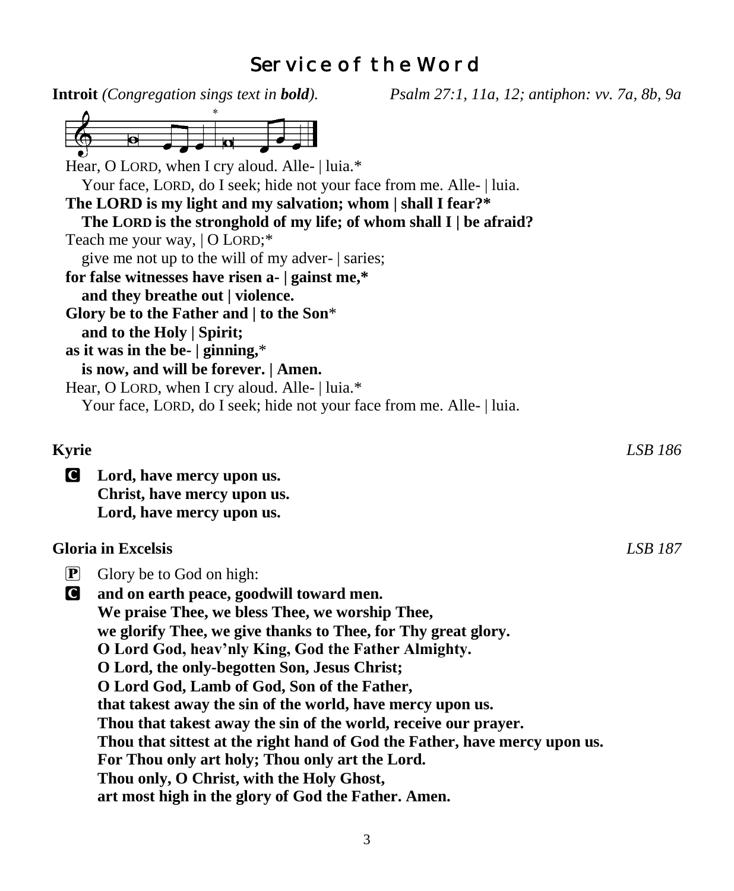# Service of the Word

**Introit** *(Congregation sings text in* ***bold****).* *Psalm 27:1, 11a, 12; antiphon: vv. 7a, 8b, 9a*

Hear, O LORD, when I cry aloud. Alle- | luia.*
   Your face, LORD, do I seek; hide not your face from me. Alle- | luia.
**The LORD is my light and my salvation; whom | shall I fear?***
   **The LORD is the stronghold of my life; of whom shall I | be afraid?**
Teach me your way, | O LORD;*
   give me not up to the will of my adver- | saries;
**for false witnesses have risen a- | gainst me,***
   **and they breathe out | violence.**
**Glory be to the Father and | to the Son***
   **and to the Holy | Spirit;**
**as it was in the be- | ginning,***
   **is now, and will be forever. | Amen.**
Hear, O LORD, when I cry aloud. Alle- | luia.*
   Your face, LORD, do I seek; hide not your face from me. Alle- | luia.

**Kyrie** *LSB 186*

C **Lord, have mercy upon us.**
**Christ, have mercy upon us.**
**Lord, have mercy upon us.**

**Gloria in Excelsis** *LSB 187*

P Glory be to God on high:
C **and on earth peace, goodwill toward men.**
**We praise Thee, we bless Thee, we worship Thee,**
**we glorify Thee, we give thanks to Thee, for Thy great glory.**
**O Lord God, heav'nly King, God the Father Almighty.**
**O Lord, the only-begotten Son, Jesus Christ;**
**O Lord God, Lamb of God, Son of the Father,**
**that takest away the sin of the world, have mercy upon us.**
**Thou that takest away the sin of the world, receive our prayer.**
**Thou that sittest at the right hand of God the Father, have mercy upon us.**
**For Thou only art holy; Thou only art the Lord.**
**Thou only, O Christ, with the Holy Ghost,**
**art most high in the glory of God the Father. Amen.**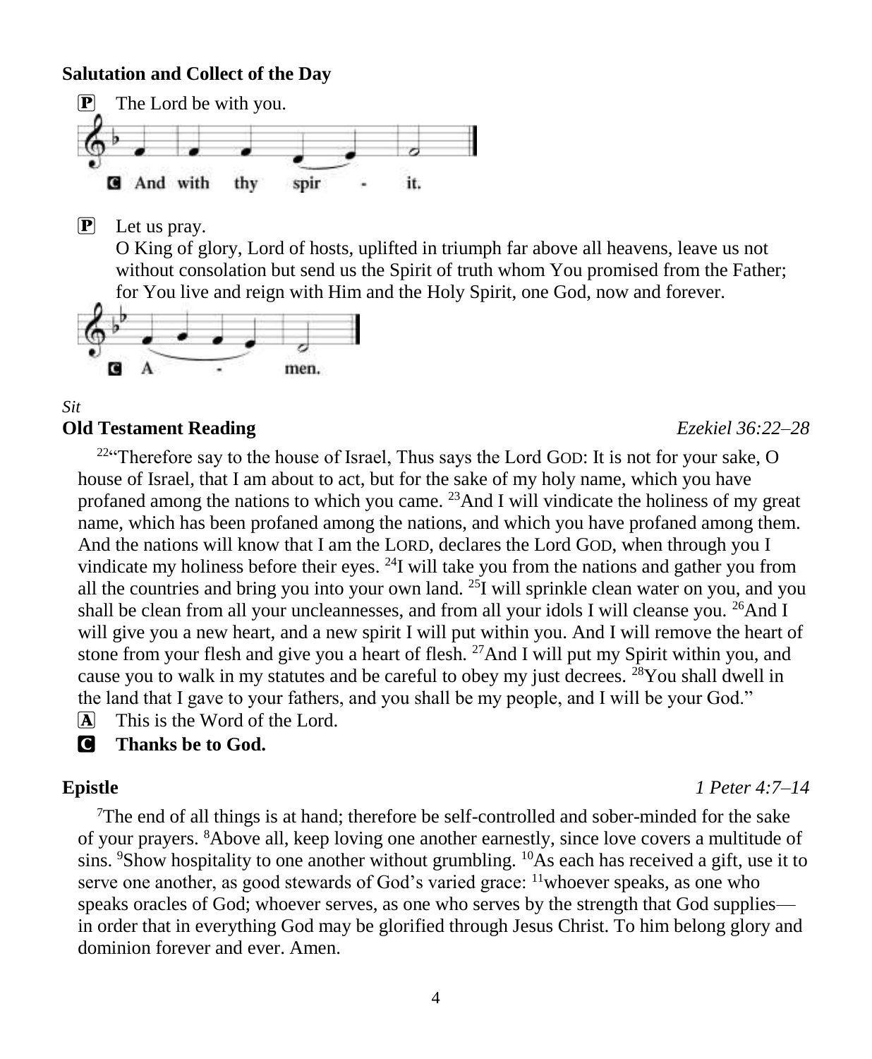**Salutation and Collect of the Day**

P The Lord be with you.

C And with thy spir - it.

P Let us pray.

O King of glory, Lord of hosts, uplifted in triumph far above all heavens, leave us not without consolation but send us the Spirit of truth whom You promised from the Father; for You live and reign with Him and the Holy Spirit, one God, now and forever.

C A - men.

*Sit*

**Old Testament Reading** *Ezekiel 36:22–28*

[22]"Therefore say to the house of Israel, Thus says the Lord GOD: It is not for your sake, O house of Israel, that I am about to act, but for the sake of my holy name, which you have profaned among the nations to which you came. [23]And I will vindicate the holiness of my great name, which has been profaned among the nations, and which you have profaned among them. And the nations will know that I am the LORD, declares the Lord GOD, when through you I vindicate my holiness before their eyes. [24]I will take you from the nations and gather you from all the countries and bring you into your own land. [25]I will sprinkle clean water on you, and you shall be clean from all your uncleannesses, and from all your idols I will cleanse you. [26]And I will give you a new heart, and a new spirit I will put within you. And I will remove the heart of stone from your flesh and give you a heart of flesh. [27]And I will put my Spirit within you, and cause you to walk in my statutes and be careful to obey my just decrees. [28]You shall dwell in the land that I gave to your fathers, and you shall be my people, and I will be your God."

A This is the Word of the Lord.

C **Thanks be to God.**

**Epistle** *1 Peter 4:7–14*

[7]The end of all things is at hand; therefore be self-controlled and sober-minded for the sake of your prayers. [8]Above all, keep loving one another earnestly, since love covers a multitude of sins. [9]Show hospitality to one another without grumbling. [10]As each has received a gift, use it to serve one another, as good stewards of God's varied grace: [11]whoever speaks, as one who speaks oracles of God; whoever serves, as one who serves by the strength that God supplies—in order that in everything God may be glorified through Jesus Christ. To him belong glory and dominion forever and ever. Amen.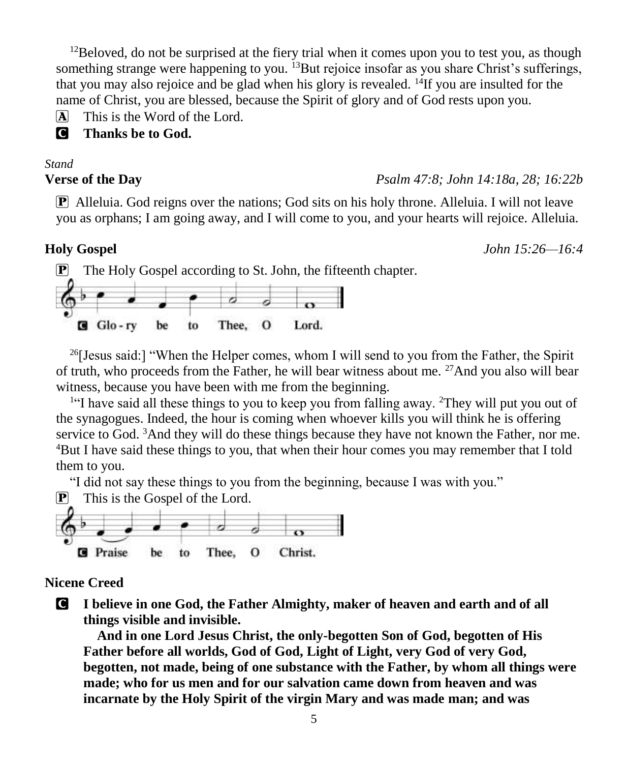[12]Beloved, do not be surprised at the fiery trial when it comes upon you to test you, as though something strange were happening to you. [13]But rejoice insofar as you share Christ's sufferings, that you may also rejoice and be glad when his glory is revealed. [14]If you are insulted for the name of Christ, you are blessed, because the Spirit of glory and of God rests upon you.

A This is the Word of the Lord.

**C Thanks be to God.**

*Stand*

**Verse of the Day** *Psalm 47:8; John 14:18a, 28; 16:22b*

P Alleluia. God reigns over the nations; God sits on his holy throne. Alleluia. I will not leave you as orphans; I am going away, and I will come to you, and your hearts will rejoice. Alleluia.

**Holy Gospel** *John 15:26—16:4*

P The Holy Gospel according to St. John, the fifteenth chapter.

C Glo - ry be to Thee, O Lord.

[26][Jesus said:] "When the Helper comes, whom I will send to you from the Father, the Spirit of truth, who proceeds from the Father, he will bear witness about me. [27]And you also will bear witness, because you have been with me from the beginning.

[1]"I have said all these things to you to keep you from falling away. [2]They will put you out of the synagogues. Indeed, the hour is coming when whoever kills you will think he is offering service to God. [3]And they will do these things because they have not known the Father, nor me. [4]But I have said these things to you, that when their hour comes you may remember that I told them to you.

"I did not say these things to you from the beginning, because I was with you."

P This is the Gospel of the Lord.

C Praise be to Thee, O Christ.

**Nicene Creed**

**C I believe in one God, the Father Almighty, maker of heaven and earth and of all things visible and invisible.**

**And in one Lord Jesus Christ, the only-begotten Son of God, begotten of His Father before all worlds, God of God, Light of Light, very God of very God, begotten, not made, being of one substance with the Father, by whom all things were made; who for us men and for our salvation came down from heaven and was incarnate by the Holy Spirit of the virgin Mary and was made man; and was**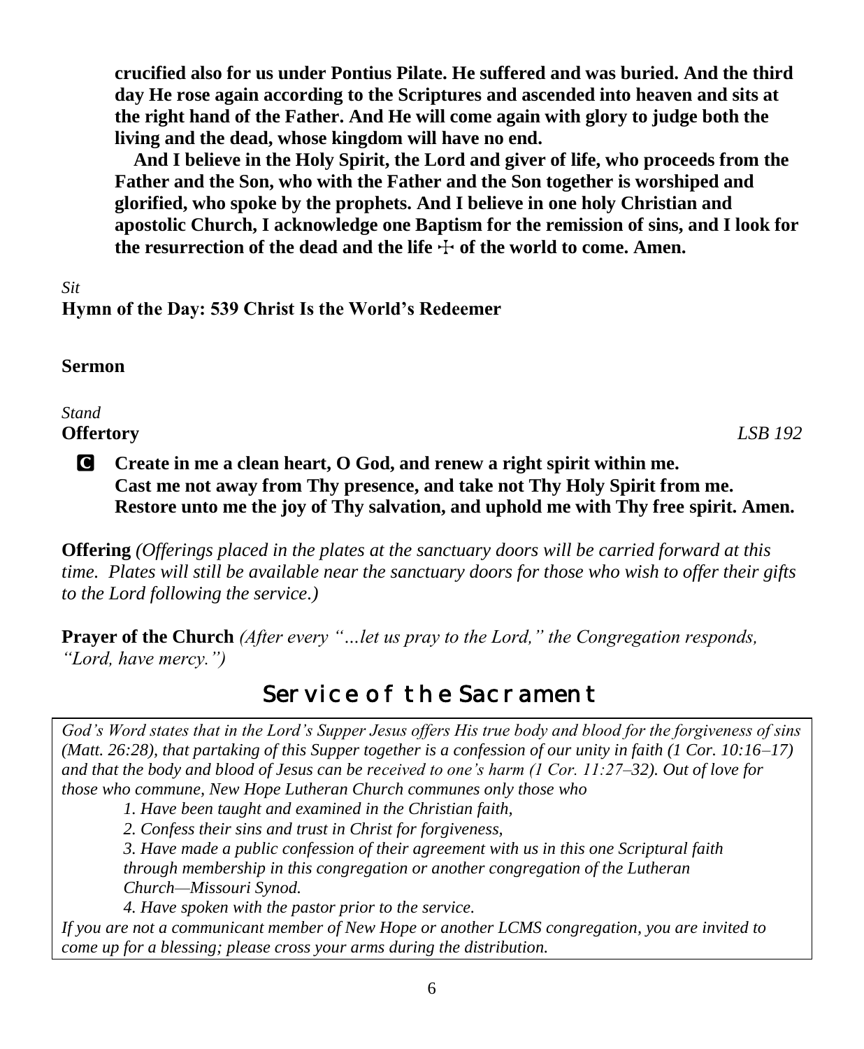**crucified also for us under Pontius Pilate. He suffered and was buried. And the third day He rose again according to the Scriptures and ascended into heaven and sits at the right hand of the Father. And He will come again with glory to judge both the living and the dead, whose kingdom will have no end.**

**And I believe in the Holy Spirit, the Lord and giver of life, who proceeds from the Father and the Son, who with the Father and the Son together is worshiped and glorified, who spoke by the prophets. And I believe in one holy Christian and apostolic Church, I acknowledge one Baptism for the remission of sins, and I look for the resurrection of the dead and the life ☩ of the world to come. Amen.**

*Sit*

**Hymn of the Day: 539 Christ Is the World's Redeemer**

**Sermon**

*Stand*

**Offertory** *LSB 192*

**C Create in me a clean heart, O God, and renew a right spirit within me. Cast me not away from Thy presence, and take not Thy Holy Spirit from me. Restore unto me the joy of Thy salvation, and uphold me with Thy free spirit. Amen.**

**Offering** *(Offerings placed in the plates at the sanctuary doors will be carried forward at this time. Plates will still be available near the sanctuary doors for those who wish to offer their gifts to the Lord following the service.)*

**Prayer of the Church** *(After every "…let us pray to the Lord," the Congregation responds, "Lord, have mercy.")*

## Service of the Sacrament

*God's Word states that in the Lord's Supper Jesus offers His true body and blood for the forgiveness of sins (Matt. 26:28), that partaking of this Supper together is a confession of our unity in faith (1 Cor. 10:16–17) and that the body and blood of Jesus can be received to one's harm (1 Cor. 11:27–32). Out of love for those who commune, New Hope Lutheran Church communes only those who*

*1. Have been taught and examined in the Christian faith,*

*2. Confess their sins and trust in Christ for forgiveness,*

*3. Have made a public confession of their agreement with us in this one Scriptural faith through membership in this congregation or another congregation of the Lutheran Church—Missouri Synod.*

*4. Have spoken with the pastor prior to the service.*

*If you are not a communicant member of New Hope or another LCMS congregation, you are invited to come up for a blessing; please cross your arms during the distribution.*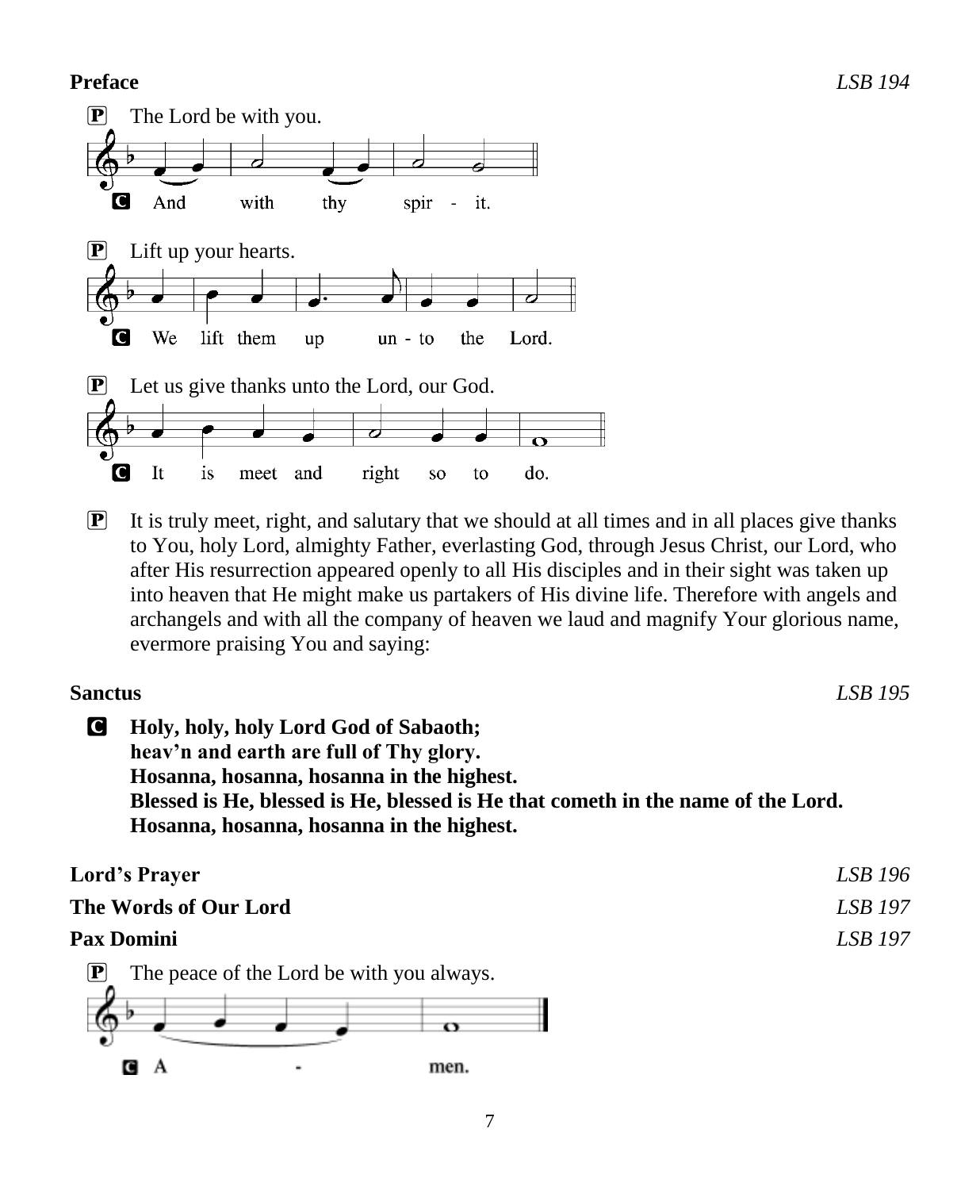**Preface** *LSB 194*

P The Lord be with you.

C And with thy spir - it.

P Lift up your hearts.

C We lift them up un - to the Lord.

P Let us give thanks unto the Lord, our God.

C It is meet and right so to do.

P It is truly meet, right, and salutary that we should at all times and in all places give thanks to You, holy Lord, almighty Father, everlasting God, through Jesus Christ, our Lord, who after His resurrection appeared openly to all His disciples and in their sight was taken up into heaven that He might make us partakers of His divine life. Therefore with angels and archangels and with all the company of heaven we laud and magnify Your glorious name, evermore praising You and saying:

**Sanctus** *LSB 195*

C **Holy, holy, holy Lord God of Sabaoth;**
**heav'n and earth are full of Thy glory.**
**Hosanna, hosanna, hosanna in the highest.**
**Blessed is He, blessed is He, blessed is He that cometh in the name of the Lord.**
**Hosanna, hosanna, hosanna in the highest.**

**Lord's Prayer** *LSB 196*

**The Words of Our Lord** *LSB 197*

**Pax Domini** *LSB 197*

P The peace of the Lord be with you always.

C A - men.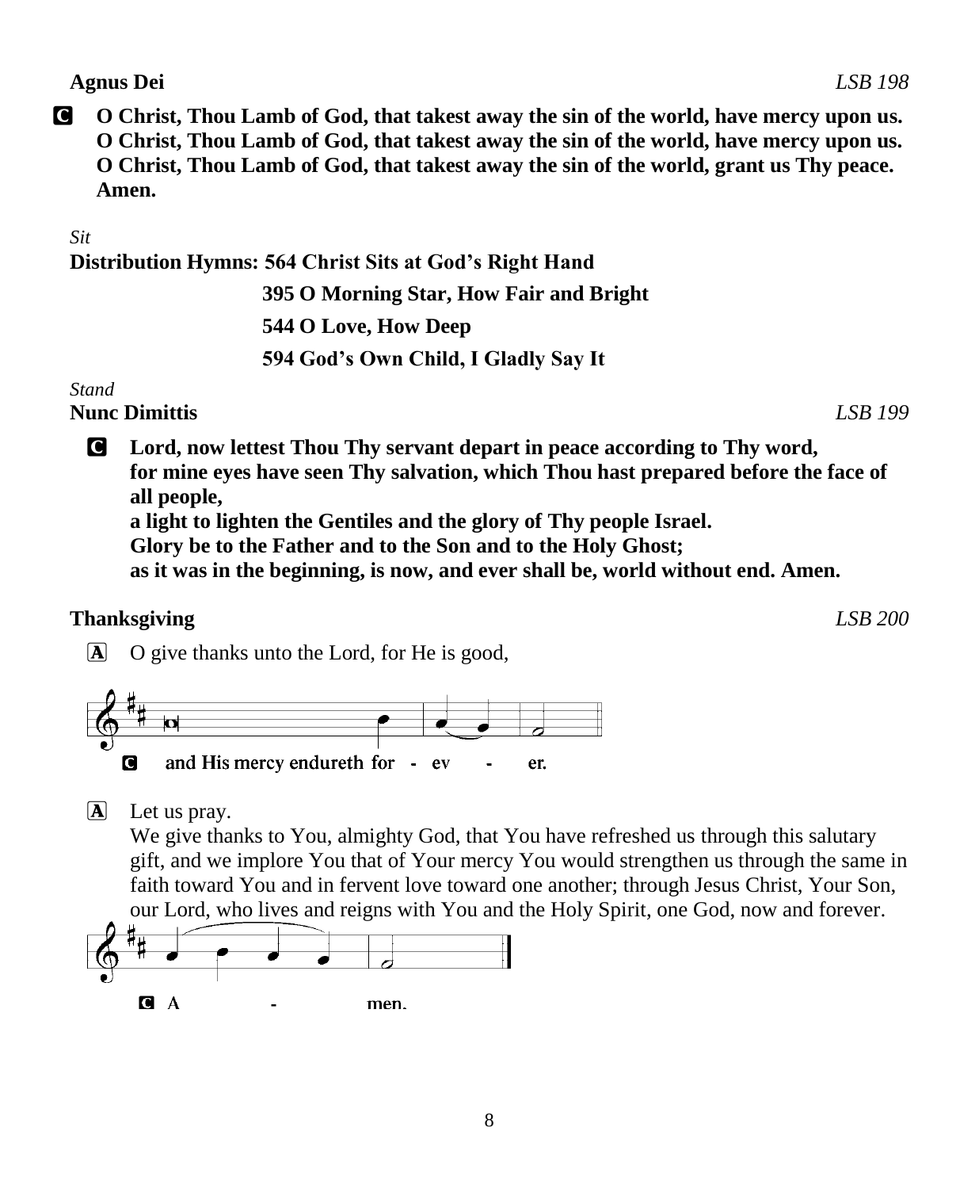**Agnus Dei** *LSB 198*

**C** **O Christ, Thou Lamb of God, that takest away the sin of the world, have mercy upon us. O Christ, Thou Lamb of God, that takest away the sin of the world, have mercy upon us. O Christ, Thou Lamb of God, that takest away the sin of the world, grant us Thy peace. Amen.**

*Sit*

**Distribution Hymns: 564 Christ Sits at God's Right Hand**

**395 O Morning Star, How Fair and Bright**

**544 O Love, How Deep**

**594 God's Own Child, I Gladly Say It**

*Stand*

**Nunc Dimittis** *LSB 199*

**C** **Lord, now lettest Thou Thy servant depart in peace according to Thy word, for mine eyes have seen Thy salvation, which Thou hast prepared before the face of all people,**
**a light to lighten the Gentiles and the glory of Thy people Israel.**
**Glory be to the Father and to the Son and to the Holy Ghost;**
**as it was in the beginning, is now, and ever shall be, world without end. Amen.**

**Thanksgiving** *LSB 200*

**A** O give thanks unto the Lord, for He is good,

**C** and His mercy endureth for - ev - er.

**A** Let us pray.
We give thanks to You, almighty God, that You have refreshed us through this salutary gift, and we implore You that of Your mercy You would strengthen us through the same in faith toward You and in fervent love toward one another; through Jesus Christ, Your Son, our Lord, who lives and reigns with You and the Holy Spirit, one God, now and forever.

**C** A - men.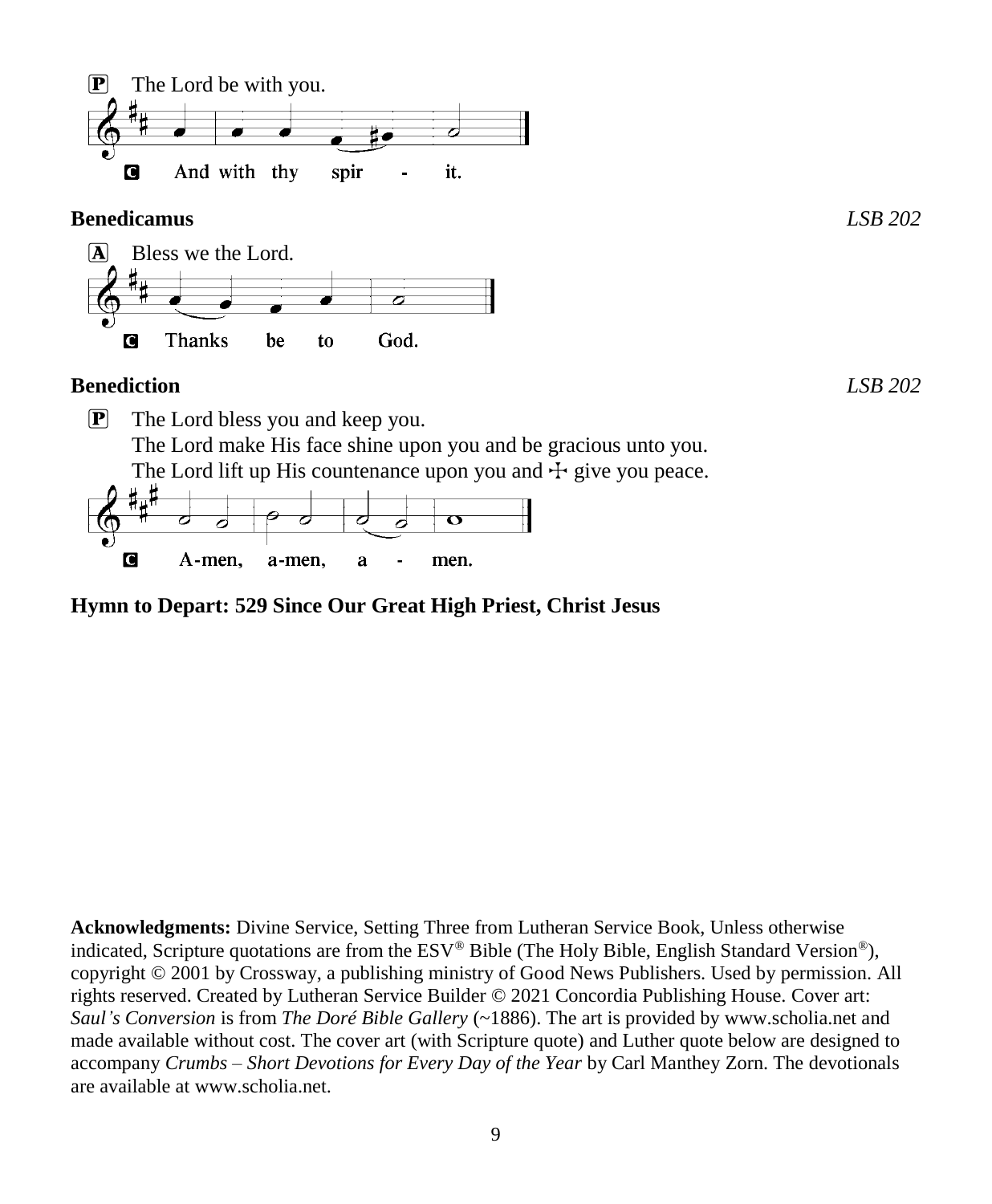P The Lord be with you.

C And with thy spir - it.

**Benedicamus** *LSB 202*

A Bless we the Lord.

C Thanks be to God.

**Benediction** *LSB 202*

P The Lord bless you and keep you.
The Lord make His face shine upon you and be gracious unto you.
The Lord lift up His countenance upon you and ☩ give you peace.

C A-men, a-men, a - men.

**Hymn to Depart: 529 Since Our Great High Priest, Christ Jesus**

**Acknowledgments:** Divine Service, Setting Three from Lutheran Service Book, Unless otherwise indicated, Scripture quotations are from the ESV® Bible (The Holy Bible, English Standard Version®), copyright © 2001 by Crossway, a publishing ministry of Good News Publishers. Used by permission. All rights reserved. Created by Lutheran Service Builder © 2021 Concordia Publishing House. Cover art: *Saul's Conversion* is from *The Doré Bible Gallery* (~1886). The art is provided by www.scholia.net and made available without cost. The cover art (with Scripture quote) and Luther quote below are designed to accompany *Crumbs – Short Devotions for Every Day of the Year* by Carl Manthey Zorn. The devotionals are available at www.scholia.net.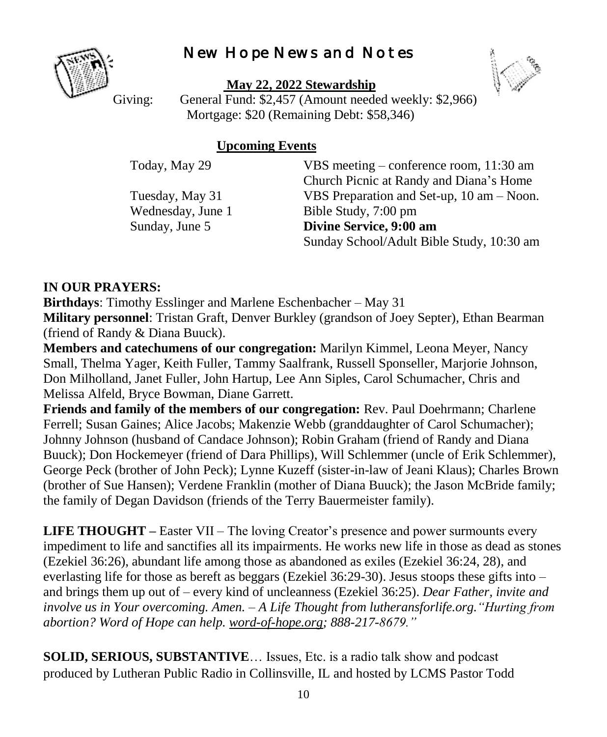# New Hope News and Notes

**May 22, 2022 Stewardship**

Giving: General Fund: $2,457 (Amount needed weekly: $2,966)
Mortgage: $20 (Remaining Debt: $58,346)

**Upcoming Events**

| | |
|---|---|
| Today, May 29 | VBS meeting – conference room, 11:30 am |
| | Church Picnic at Randy and Diana's Home |
| Tuesday, May 31 | VBS Preparation and Set-up, 10 am – Noon. |
| Wednesday, June 1 | Bible Study, 7:00 pm |
| Sunday, June 5 | **Divine Service, 9:00 am** |
| | Sunday School/Adult Bible Study, 10:30 am |

**IN OUR PRAYERS:**

**Birthdays**: Timothy Esslinger and Marlene Eschenbacher – May 31

**Military personnel**: Tristan Graft, Denver Burkley (grandson of Joey Septer), Ethan Bearman (friend of Randy & Diana Buuck).

**Members and catechumens of our congregation:** Marilyn Kimmel, Leona Meyer, Nancy Small, Thelma Yager, Keith Fuller, Tammy Saalfrank, Russell Sponseller, Marjorie Johnson, Don Milholland, Janet Fuller, John Hartup, Lee Ann Siples, Carol Schumacher, Chris and Melissa Alfeld, Bryce Bowman, Diane Garrett.

**Friends and family of the members of our congregation:** Rev. Paul Doehrmann; Charlene Ferrell; Susan Gaines; Alice Jacobs; Makenzie Webb (granddaughter of Carol Schumacher); Johnny Johnson (husband of Candace Johnson); Robin Graham (friend of Randy and Diana Buuck); Don Hockemeyer (friend of Dara Phillips), Will Schlemmer (uncle of Erik Schlemmer), George Peck (brother of John Peck); Lynne Kuzeff (sister-in-law of Jeani Klaus); Charles Brown (brother of Sue Hansen); Verdene Franklin (mother of Diana Buuck); the Jason McBride family; the family of Degan Davidson (friends of the Terry Bauermeister family).

**LIFE THOUGHT –** Easter VII – The loving Creator's presence and power surmounts every impediment to life and sanctifies all its impairments. He works new life in those as dead as stones (Ezekiel 36:26), abundant life among those as abandoned as exiles (Ezekiel 36:24, 28), and everlasting life for those as bereft as beggars (Ezekiel 36:29-30). Jesus stoops these gifts into – and brings them up out of – every kind of uncleanness (Ezekiel 36:25). *Dear Father, invite and involve us in Your overcoming. Amen. – A Life Thought from lutheransforlife.org."Hurting from abortion? Word of Hope can help. word-of-hope.org; 888-217-8679."*

**SOLID, SERIOUS, SUBSTANTIVE**… Issues, Etc. is a radio talk show and podcast produced by Lutheran Public Radio in Collinsville, IL and hosted by LCMS Pastor Todd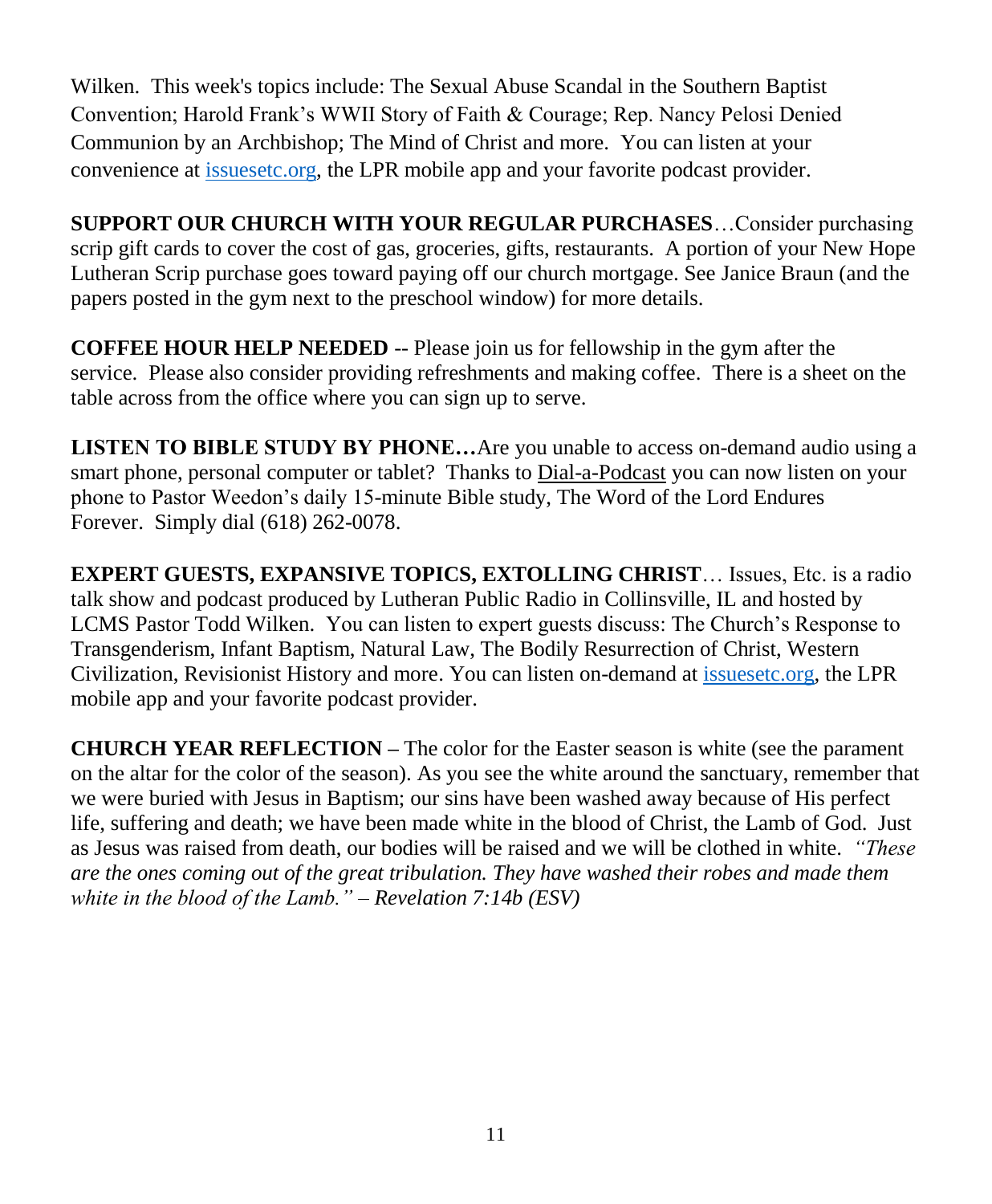Wilken. This week's topics include: The Sexual Abuse Scandal in the Southern Baptist Convention; Harold Frank's WWII Story of Faith & Courage; Rep. Nancy Pelosi Denied Communion by an Archbishop; The Mind of Christ and more. You can listen at your convenience at [issuesetc.org](issuesetc.org), the LPR mobile app and your favorite podcast provider.

**SUPPORT OUR CHURCH WITH YOUR REGULAR PURCHASES**…Consider purchasing scrip gift cards to cover the cost of gas, groceries, gifts, restaurants. A portion of your New Hope Lutheran Scrip purchase goes toward paying off our church mortgage. See Janice Braun (and the papers posted in the gym next to the preschool window) for more details.

**COFFEE HOUR HELP NEEDED** -- Please join us for fellowship in the gym after the service. Please also consider providing refreshments and making coffee. There is a sheet on the table across from the office where you can sign up to serve.

**LISTEN TO BIBLE STUDY BY PHONE…**Are you unable to access on-demand audio using a smart phone, personal computer or tablet? Thanks to Dial-a-Podcast you can now listen on your phone to Pastor Weedon's daily 15-minute Bible study, The Word of the Lord Endures Forever. Simply dial (618) 262-0078.

**EXPERT GUESTS, EXPANSIVE TOPICS, EXTOLLING CHRIST**… Issues, Etc. is a radio talk show and podcast produced by Lutheran Public Radio in Collinsville, IL and hosted by LCMS Pastor Todd Wilken. You can listen to expert guests discuss: The Church's Response to Transgenderism, Infant Baptism, Natural Law, The Bodily Resurrection of Christ, Western Civilization, Revisionist History and more. You can listen on-demand at [issuesetc.org](issuesetc.org), the LPR mobile app and your favorite podcast provider.

**CHURCH YEAR REFLECTION –** The color for the Easter season is white (see the parament on the altar for the color of the season). As you see the white around the sanctuary, remember that we were buried with Jesus in Baptism; our sins have been washed away because of His perfect life, suffering and death; we have been made white in the blood of Christ, the Lamb of God. Just as Jesus was raised from death, our bodies will be raised and we will be clothed in white. *"These are the ones coming out of the great tribulation. They have washed their robes and made them white in the blood of the Lamb." – Revelation 7:14b (ESV)*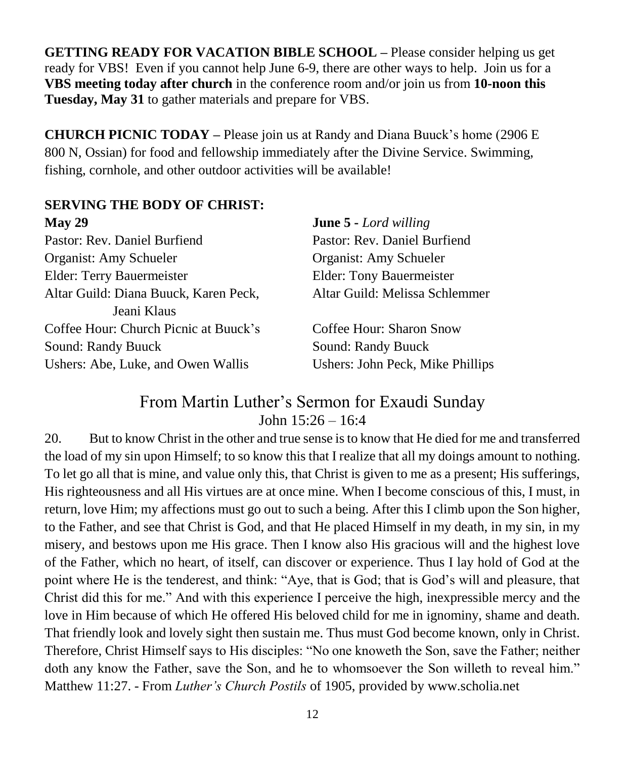**GETTING READY FOR VACATION BIBLE SCHOOL –** Please consider helping us get ready for VBS! Even if you cannot help June 6-9, there are other ways to help. Join us for a **VBS meeting today after church** in the conference room and/or join us from **10-noon this Tuesday, May 31** to gather materials and prepare for VBS.

**CHURCH PICNIC TODAY –** Please join us at Randy and Diana Buuck's home (2906 E 800 N, Ossian) for food and fellowship immediately after the Divine Service. Swimming, fishing, cornhole, and other outdoor activities will be available!

**SERVING THE BODY OF CHRIST:**

**May 29**
Pastor: Rev. Daniel Burfiend
Organist: Amy Schueler
Elder: Terry Bauermeister
Altar Guild: Diana Buuck, Karen Peck, Jeani Klaus
Coffee Hour: Church Picnic at Buuck's
Sound: Randy Buuck
Ushers: Abe, Luke, and Owen Wallis

**June 5 -** *Lord willing*
Pastor: Rev. Daniel Burfiend
Organist: Amy Schueler
Elder: Tony Bauermeister
Altar Guild: Melissa Schlemmer
Coffee Hour: Sharon Snow
Sound: Randy Buuck
Ushers: John Peck, Mike Phillips

## From Martin Luther's Sermon for Exaudi Sunday

John 15:26 – 16:4

20. But to know Christ in the other and true sense is to know that He died for me and transferred the load of my sin upon Himself; to so know this that I realize that all my doings amount to nothing. To let go all that is mine, and value only this, that Christ is given to me as a present; His sufferings, His righteousness and all His virtues are at once mine. When I become conscious of this, I must, in return, love Him; my affections must go out to such a being. After this I climb upon the Son higher, to the Father, and see that Christ is God, and that He placed Himself in my death, in my sin, in my misery, and bestows upon me His grace. Then I know also His gracious will and the highest love of the Father, which no heart, of itself, can discover or experience. Thus I lay hold of God at the point where He is the tenderest, and think: "Aye, that is God; that is God's will and pleasure, that Christ did this for me." And with this experience I perceive the high, inexpressible mercy and the love in Him because of which He offered His beloved child for me in ignominy, shame and death. That friendly look and lovely sight then sustain me. Thus must God become known, only in Christ. Therefore, Christ Himself says to His disciples: "No one knoweth the Son, save the Father; neither doth any know the Father, save the Son, and he to whomsoever the Son willeth to reveal him." Matthew 11:27. - From *Luther's Church Postils* of 1905, provided by www.scholia.net